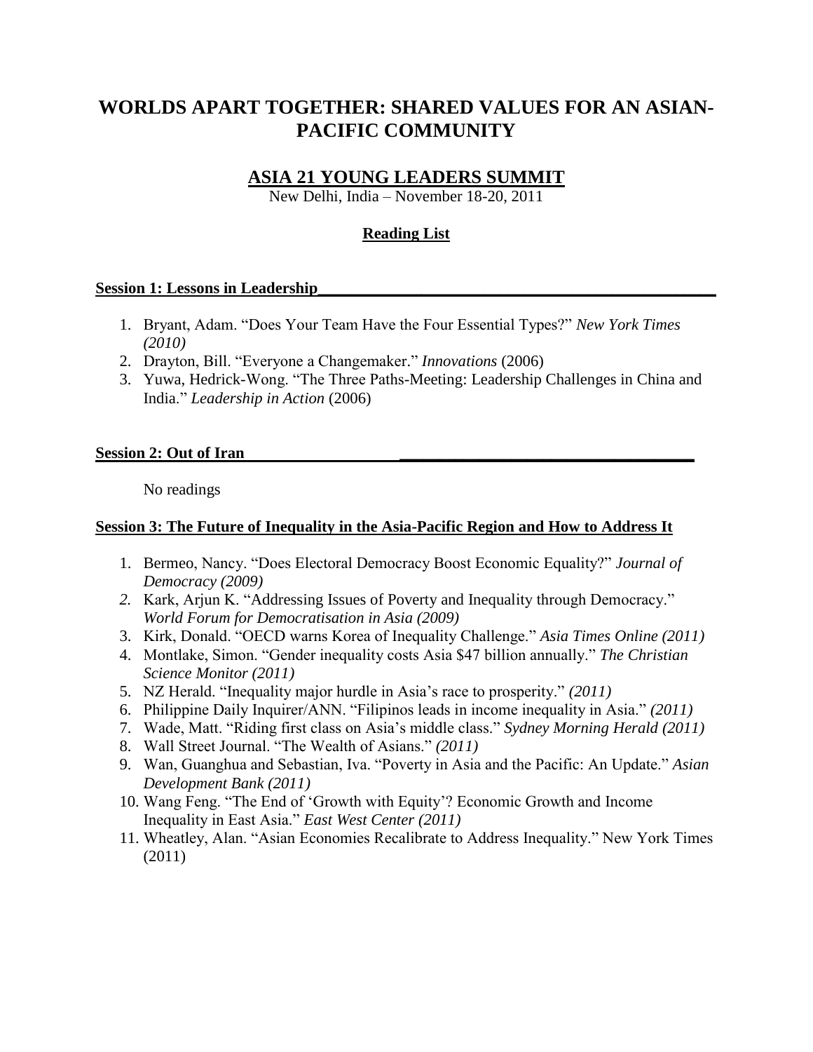# WORLDS APART TOGETHER: SHARED VALUES FOR AN ASIAN-PACIFIC COMMUNITY

## ASIA 21 YOUNG LEADERS SUMMIT

New Delhi, India – November 18-20, 2011

### Reading List

**Session 1: Lessons in Leadership**

1. Bryant, Adam. "Does Your Team Have the Four Essential Types?" *New York Times (2010)*
2. Drayton, Bill. "Everyone a Changemaker." *Innovations* (2006)
3. Yuwa, Hedrick-Wong. "The Three Paths-Meeting: Leadership Challenges in China and India." *Leadership in Action* (2006)

**Session 2: Out of Iran**

No readings

**Session 3: The Future of Inequality in the Asia-Pacific Region and How to Address It**

1. Bermeo, Nancy. "Does Electoral Democracy Boost Economic Equality?" *Journal of Democracy (2009)*
2. Kark, Arjun K. "Addressing Issues of Poverty and Inequality through Democracy." *World Forum for Democratisation in Asia (2009)*
3. Kirk, Donald. "OECD warns Korea of Inequality Challenge." *Asia Times Online (2011)*
4. Montlake, Simon. "Gender inequality costs Asia $47 billion annually." *The Christian Science Monitor (2011)*
5. NZ Herald. "Inequality major hurdle in Asia's race to prosperity." *(2011)*
6. Philippine Daily Inquirer/ANN. "Filipinos leads in income inequality in Asia." *(2011)*
7. Wade, Matt. "Riding first class on Asia's middle class." *Sydney Morning Herald (2011)*
8. Wall Street Journal. "The Wealth of Asians." *(2011)*
9. Wan, Guanghua and Sebastian, Iva. "Poverty in Asia and the Pacific: An Update." *Asian Development Bank (2011)*
10. Wang Feng. "The End of 'Growth with Equity'? Economic Growth and Income Inequality in East Asia." *East West Center (2011)*
11. Wheatley, Alan. "Asian Economies Recalibrate to Address Inequality." New York Times (2011)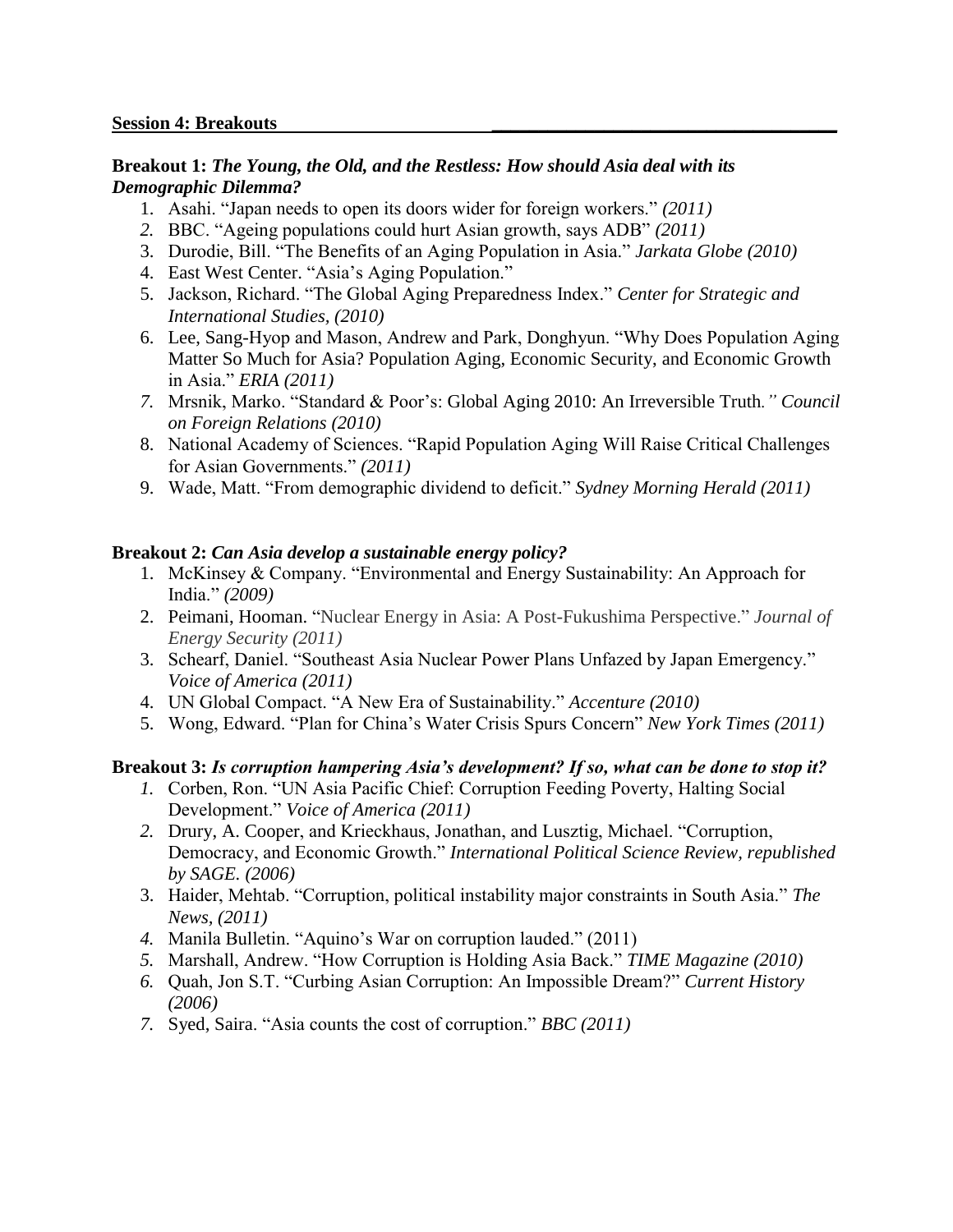**Session 4: Breakouts**

**Breakout 1:** ***The Young, the Old, and the Restless: How should Asia deal with its Demographic Dilemma?***

1. Asahi. "Japan needs to open its doors wider for foreign workers." *(2011)*
2. BBC. "Ageing populations could hurt Asian growth, says ADB" *(2011)*
3. Durodie, Bill. "The Benefits of an Aging Population in Asia." *Jarkata Globe (2010)*
4. East West Center. "Asia's Aging Population."
5. Jackson, Richard. "The Global Aging Preparedness Index." *Center for Strategic and International Studies, (2010)*
6. Lee, Sang-Hyop and Mason, Andrew and Park, Donghyun. "Why Does Population Aging Matter So Much for Asia? Population Aging, Economic Security, and Economic Growth in Asia." *ERIA (2011)*
7. Mrsnik, Marko. "Standard & Poor's: Global Aging 2010: An Irreversible Truth*." Council on Foreign Relations (2010)*
8. National Academy of Sciences. "Rapid Population Aging Will Raise Critical Challenges for Asian Governments." *(2011)*
9. Wade, Matt. "From demographic dividend to deficit." *Sydney Morning Herald (2011)*

**Breakout 2:** ***Can Asia develop a sustainable energy policy?***

1. McKinsey & Company. "Environmental and Energy Sustainability: An Approach for India." *(2009)*
2. Peimani, Hooman. "Nuclear Energy in Asia: A Post-Fukushima Perspective." *Journal of Energy Security (2011)*
3. Schearf, Daniel. "Southeast Asia Nuclear Power Plans Unfazed by Japan Emergency." *Voice of America (2011)*
4. UN Global Compact. "A New Era of Sustainability." *Accenture (2010)*
5. Wong, Edward. "Plan for China's Water Crisis Spurs Concern" *New York Times (2011)*

**Breakout 3:** ***Is corruption hampering Asia's development? If so, what can be done to stop it?***

1. Corben, Ron. "UN Asia Pacific Chief: Corruption Feeding Poverty, Halting Social Development." *Voice of America (2011)*
2. Drury, A. Cooper, and Krieckhaus, Jonathan, and Lusztig, Michael. "Corruption, Democracy, and Economic Growth." *International Political Science Review, republished by SAGE. (2006)*
3. Haider, Mehtab. "Corruption, political instability major constraints in South Asia." *The News, (2011)*
4. Manila Bulletin. "Aquino's War on corruption lauded." (2011)
5. Marshall, Andrew. "How Corruption is Holding Asia Back." *TIME Magazine (2010)*
6. Quah, Jon S.T. "Curbing Asian Corruption: An Impossible Dream?" *Current History (2006)*
7. Syed, Saira. "Asia counts the cost of corruption." *BBC (2011)*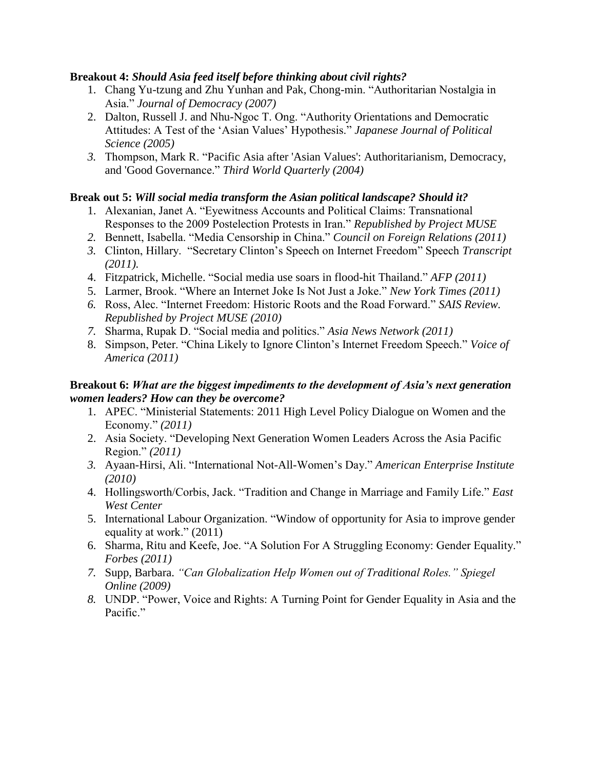**Breakout 4:** ***Should Asia feed itself before thinking about civil rights?***

1. Chang Yu-tzung and Zhu Yunhan and Pak, Chong-min. "Authoritarian Nostalgia in Asia." *Journal of Democracy (2007)*
2. Dalton, Russell J. and Nhu-Ngoc T. Ong. "Authority Orientations and Democratic Attitudes: A Test of the 'Asian Values' Hypothesis." *Japanese Journal of Political Science (2005)*
3. Thompson, Mark R. "Pacific Asia after 'Asian Values': Authoritarianism, Democracy, and 'Good Governance." *Third World Quarterly (2004)*

**Break out 5:** ***Will social media transform the Asian political landscape? Should it?***

1. Alexanian, Janet A. "Eyewitness Accounts and Political Claims: Transnational Responses to the 2009 Postelection Protests in Iran." *Republished by Project MUSE*
2. Bennett, Isabella. "Media Censorship in China." *Council on Foreign Relations (2011)*
3. Clinton, Hillary. "Secretary Clinton's Speech on Internet Freedom" Speech *Transcript (2011).*
4. Fitzpatrick, Michelle. "Social media use soars in flood-hit Thailand." *AFP (2011)*
5. Larmer, Brook. "Where an Internet Joke Is Not Just a Joke." *New York Times (2011)*
6. Ross, Alec. "Internet Freedom: Historic Roots and the Road Forward." *SAIS Review. Republished by Project MUSE (2010)*
7. Sharma, Rupak D. "Social media and politics." *Asia News Network (2011)*
8. Simpson, Peter. "China Likely to Ignore Clinton's Internet Freedom Speech." *Voice of America (2011)*

**Breakout 6:** ***What are the biggest impediments to the development of Asia's next generation women leaders? How can they be overcome?***

1. APEC. "Ministerial Statements: 2011 High Level Policy Dialogue on Women and the Economy." *(2011)*
2. Asia Society. "Developing Next Generation Women Leaders Across the Asia Pacific Region." *(2011)*
3. Ayaan-Hirsi, Ali. "International Not-All-Women's Day." *American Enterprise Institute (2010)*
4. Hollingsworth/Corbis, Jack. "Tradition and Change in Marriage and Family Life." *East West Center*
5. International Labour Organization. "Window of opportunity for Asia to improve gender equality at work." (2011)
6. Sharma, Ritu and Keefe, Joe. "A Solution For A Struggling Economy: Gender Equality." *Forbes (2011)*
7. Supp, Barbara. *"Can Globalization Help Women out of Traditional Roles." Spiegel Online (2009)*
8. UNDP. "Power, Voice and Rights: A Turning Point for Gender Equality in Asia and the Pacific."